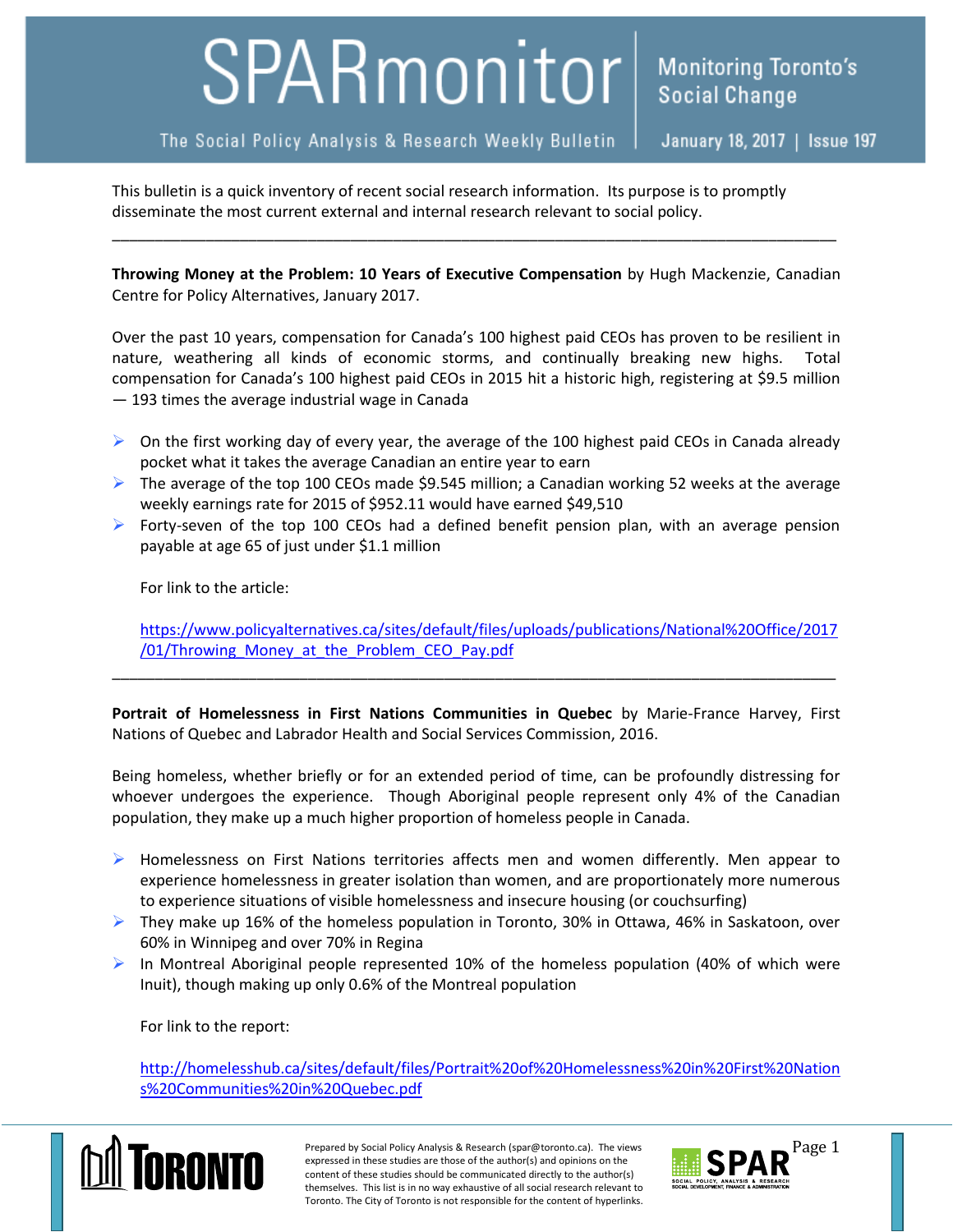# SPARmonitor

The Social Policy Analysis & Research Weekly Bulletin

Monitoring Toronto's Social Change

January 18, 2017 | Issue 197

This bulletin is a quick inventory of recent social research information. Its purpose is to promptly disseminate the most current external and internal research relevant to social policy.

---

**Throwing Money at the Problem: 10 Years of Executive Compensation** by Hugh Mackenzie, Canadian Centre for Policy Alternatives, January 2017.

Over the past 10 years, compensation for Canada's 100 highest paid CEOs has proven to be resilient in nature, weathering all kinds of economic storms, and continually breaking new highs. Total compensation for Canada's 100 highest paid CEOs in 2015 hit a historic high, registering at $9.5 million — 193 times the average industrial wage in Canada

- On the first working day of every year, the average of the 100 highest paid CEOs in Canada already pocket what it takes the average Canadian an entire year to earn
- The average of the top 100 CEOs made $9.545 million; a Canadian working 52 weeks at the average weekly earnings rate for 2015 of $952.11 would have earned $49,510
- Forty-seven of the top 100 CEOs had a defined benefit pension plan, with an average pension payable at age 65 of just under $1.1 million

For link to the article:

https://www.policyalternatives.ca/sites/default/files/uploads/publications/National%20Office/2017/01/Throwing_Money_at_the_Problem_CEO_Pay.pdf

---

**Portrait of Homelessness in First Nations Communities in Quebec** by Marie-France Harvey, First Nations of Quebec and Labrador Health and Social Services Commission, 2016.

Being homeless, whether briefly or for an extended period of time, can be profoundly distressing for whoever undergoes the experience. Though Aboriginal people represent only 4% of the Canadian population, they make up a much higher proportion of homeless people in Canada.

- Homelessness on First Nations territories affects men and women differently. Men appear to experience homelessness in greater isolation than women, and are proportionately more numerous to experience situations of visible homelessness and insecure housing (or couchsurfing)
- They make up 16% of the homeless population in Toronto, 30% in Ottawa, 46% in Saskatoon, over 60% in Winnipeg and over 70% in Regina
- In Montreal Aboriginal people represented 10% of the homeless population (40% of which were Inuit), though making up only 0.6% of the Montreal population

For link to the report:

http://homelesshub.ca/sites/default/files/Portrait%20of%20Homelessness%20in%20First%20Nations%20Communities%20in%20Quebec.pdf

Prepared by Social Policy Analysis & Research (spar@toronto.ca). The views expressed in these studies are those of the author(s) and opinions on the content of these studies should be communicated directly to the author(s) themselves. This list is in no way exhaustive of all social research relevant to Toronto. The City of Toronto is not responsible for the content of hyperlinks.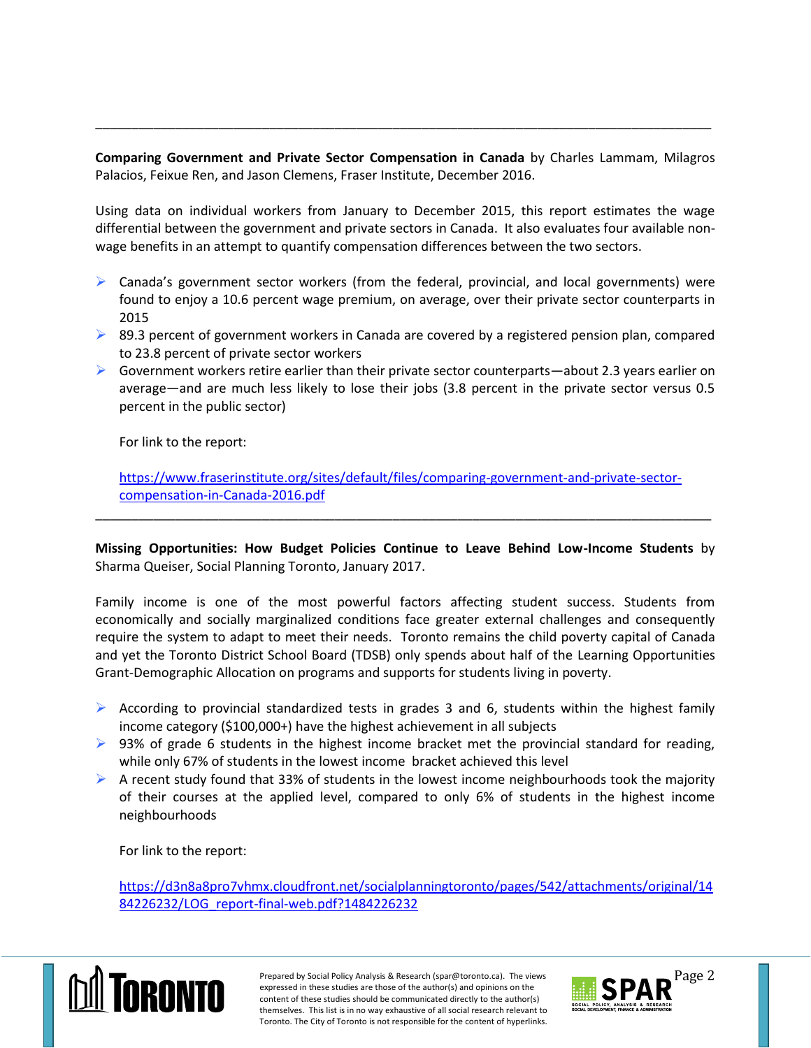---

**Comparing Government and Private Sector Compensation in Canada** by Charles Lammam, Milagros Palacios, Feixue Ren, and Jason Clemens, Fraser Institute, December 2016.

Using data on individual workers from January to December 2015, this report estimates the wage differential between the government and private sectors in Canada. It also evaluates four available non-wage benefits in an attempt to quantify compensation differences between the two sectors.

- Canada's government sector workers (from the federal, provincial, and local governments) were found to enjoy a 10.6 percent wage premium, on average, over their private sector counterparts in 2015
- 89.3 percent of government workers in Canada are covered by a registered pension plan, compared to 23.8 percent of private sector workers
- Government workers retire earlier than their private sector counterparts—about 2.3 years earlier on average—and are much less likely to lose their jobs (3.8 percent in the private sector versus 0.5 percent in the public sector)

For link to the report:

https://www.fraserinstitute.org/sites/default/files/comparing-government-and-private-sector-compensation-in-Canada-2016.pdf

---

**Missing Opportunities: How Budget Policies Continue to Leave Behind Low-Income Students** by Sharma Queiser, Social Planning Toronto, January 2017.

Family income is one of the most powerful factors affecting student success. Students from economically and socially marginalized conditions face greater external challenges and consequently require the system to adapt to meet their needs. Toronto remains the child poverty capital of Canada and yet the Toronto District School Board (TDSB) only spends about half of the Learning Opportunities Grant-Demographic Allocation on programs and supports for students living in poverty.

- According to provincial standardized tests in grades 3 and 6, students within the highest family income category ($100,000+) have the highest achievement in all subjects
- 93% of grade 6 students in the highest income bracket met the provincial standard for reading, while only 67% of students in the lowest income bracket achieved this level
- A recent study found that 33% of students in the lowest income neighbourhoods took the majority of their courses at the applied level, compared to only 6% of students in the highest income neighbourhoods

For link to the report:

https://d3n8a8pro7vhmx.cloudfront.net/socialplanningtoronto/pages/542/attachments/original/1484226232/LOG_report-final-web.pdf?1484226232

Prepared by Social Policy Analysis & Research (spar@toronto.ca). The views expressed in these studies are those of the author(s) and opinions on the content of these studies should be communicated directly to the author(s) themselves. This list is in no way exhaustive of all social research relevant to Toronto. The City of Toronto is not responsible for the content of hyperlinks.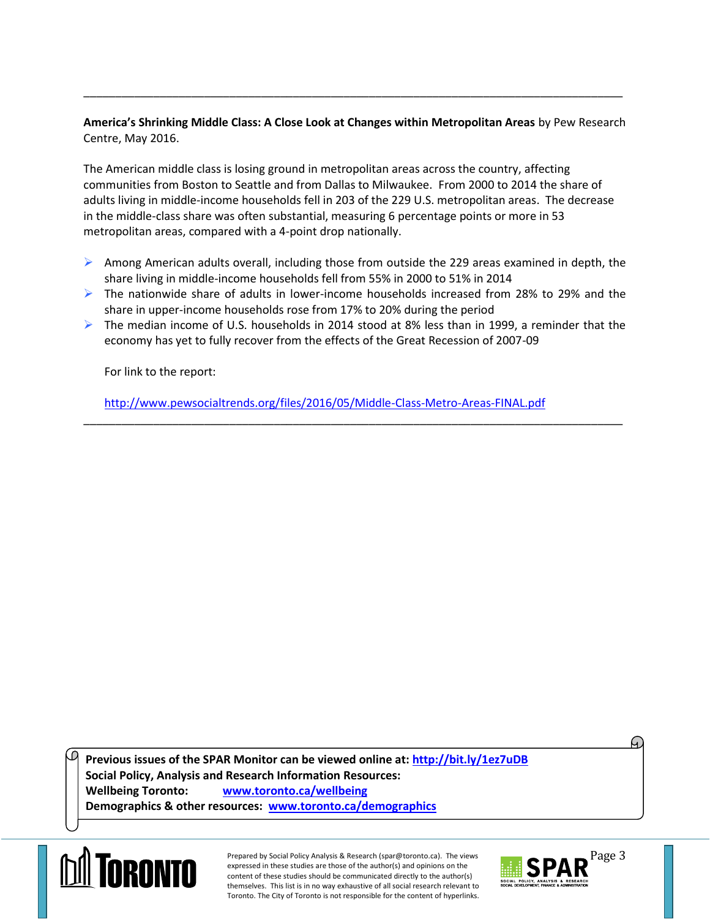---

**America's Shrinking Middle Class: A Close Look at Changes within Metropolitan Areas** by Pew Research Centre, May 2016.

The American middle class is losing ground in metropolitan areas across the country, affecting communities from Boston to Seattle and from Dallas to Milwaukee. From 2000 to 2014 the share of adults living in middle-income households fell in 203 of the 229 U.S. metropolitan areas. The decrease in the middle-class share was often substantial, measuring 6 percentage points or more in 53 metropolitan areas, compared with a 4-point drop nationally.

- Among American adults overall, including those from outside the 229 areas examined in depth, the share living in middle-income households fell from 55% in 2000 to 51% in 2014
- The nationwide share of adults in lower-income households increased from 28% to 29% and the share in upper-income households rose from 17% to 20% during the period
- The median income of U.S. households in 2014 stood at 8% less than in 1999, a reminder that the economy has yet to fully recover from the effects of the Great Recession of 2007-09

For link to the report:

http://www.pewsocialtrends.org/files/2016/05/Middle-Class-Metro-Areas-FINAL.pdf

---

**Previous issues of the SPAR Monitor can be viewed online at: http://bit.ly/1ez7uDB**
**Social Policy, Analysis and Research Information Resources:**
**Wellbeing Toronto: www.toronto.ca/wellbeing**
**Demographics & other resources: www.toronto.ca/demographics**

Prepared by Social Policy Analysis & Research (spar@toronto.ca). The views expressed in these studies are those of the author(s) and opinions on the content of these studies should be communicated directly to the author(s) themselves. This list is in no way exhaustive of all social research relevant to Toronto. The City of Toronto is not responsible for the content of hyperlinks.